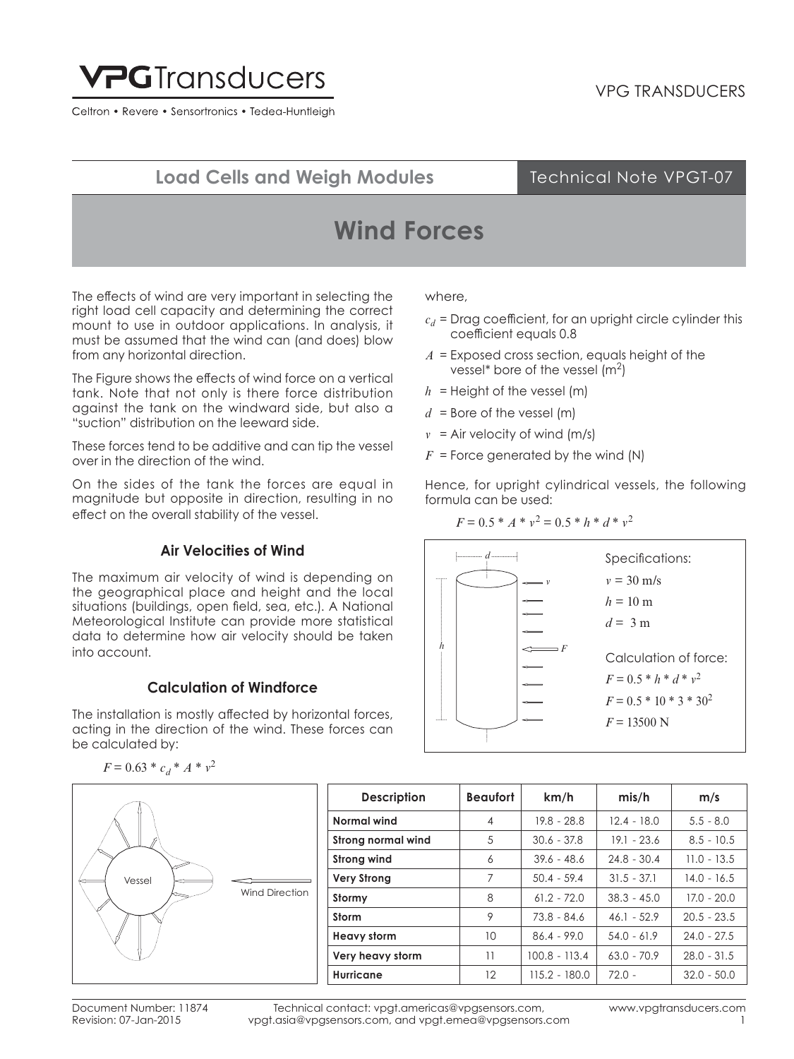# Load Cells and Weigh Modules

Technical Note VPGT-07

## Wind Forces

The effects of wind are very important in selecting the right load cell capacity and determining the correct mount to use in outdoor applications. In analysis, it must be assumed that the wind can (and does) blow from any horizontal direction.

The Figure shows the effects of wind force on a vertical tank. Note that not only is there force distribution against the tank on the windward side, but also a "suction" distribution on the leeward side.

These forces tend to be additive and can tip the vessel over in the direction of the wind.

On the sides of the tank the forces are equal in magnitude but opposite in direction, resulting in no effect on the overall stability of the vessel.

### Air Velocities of Wind

The maximum air velocity of wind is depending on the geographical place and height and the local situations (buildings, open field, sea, etc.). A National Meteorological Institute can provide more statistical data to determine how air velocity should be taken into account.

### Calculation of Windforce

The installation is mostly affected by horizontal forces, acting in the direction of the wind. These forces can be calculated by:

$$F = 0.63 * c_d * A * v^2$$

where,

- $c_d$ = Drag coefficient, for an upright circle cylinder this coefficient equals 0.8
- $A$ = Exposed cross section, equals height of the vessel* bore of the vessel ($m^2$)
- $h$ = Height of the vessel (m)
- $d$ = Bore of the vessel (m)
- $v$ = Air velocity of wind (m/s)
- $F$ = Force generated by the wind (N)

Hence, for upright cylindrical vessels, the following formula can be used:

$$F = 0.5 * A * v^2 = 0.5 * h * d * v^2$$

Specifications:

$v = 30$ m/s

$h = 10$ m

$d = 3$ m

Calculation of force:

$F = 0.5 * h * d * v^2$

$F = 0.5 * 10 * 3 * 30^2$

$F = 13500$ N

Vessel — Wind Direction

| Description | Beaufort | km/h | mis/h | m/s |
|---|---|---|---|---|
| Normal wind | 4 | 19.8 - 28.8 | 12.4 - 18.0 | 5.5 - 8.0 |
| Strong normal wind | 5 | 30.6 - 37.8 | 19.1 - 23.6 | 8.5 - 10.5 |
| Strong wind | 6 | 39.6 - 48.6 | 24.8 - 30.4 | 11.0 - 13.5 |
| Very Strong | 7 | 50.4 - 59.4 | 31.5 - 37.1 | 14.0 - 16.5 |
| Stormy | 8 | 61.2 - 72.0 | 38.3 - 45.0 | 17.0 - 20.0 |
| Storm | 9 | 73.8 - 84.6 | 46.1 - 52.9 | 20.5 - 23.5 |
| Heavy storm | 10 | 86.4 - 99.0 | 54.0 - 61.9 | 24.0 - 27.5 |
| Very heavy storm | 11 | 100.8 - 113.4 | 63.0 - 70.9 | 28.0 - 31.5 |
| Hurricane | 12 | 115.2 - 180.0 | 72.0 - | 32.0 - 50.0 |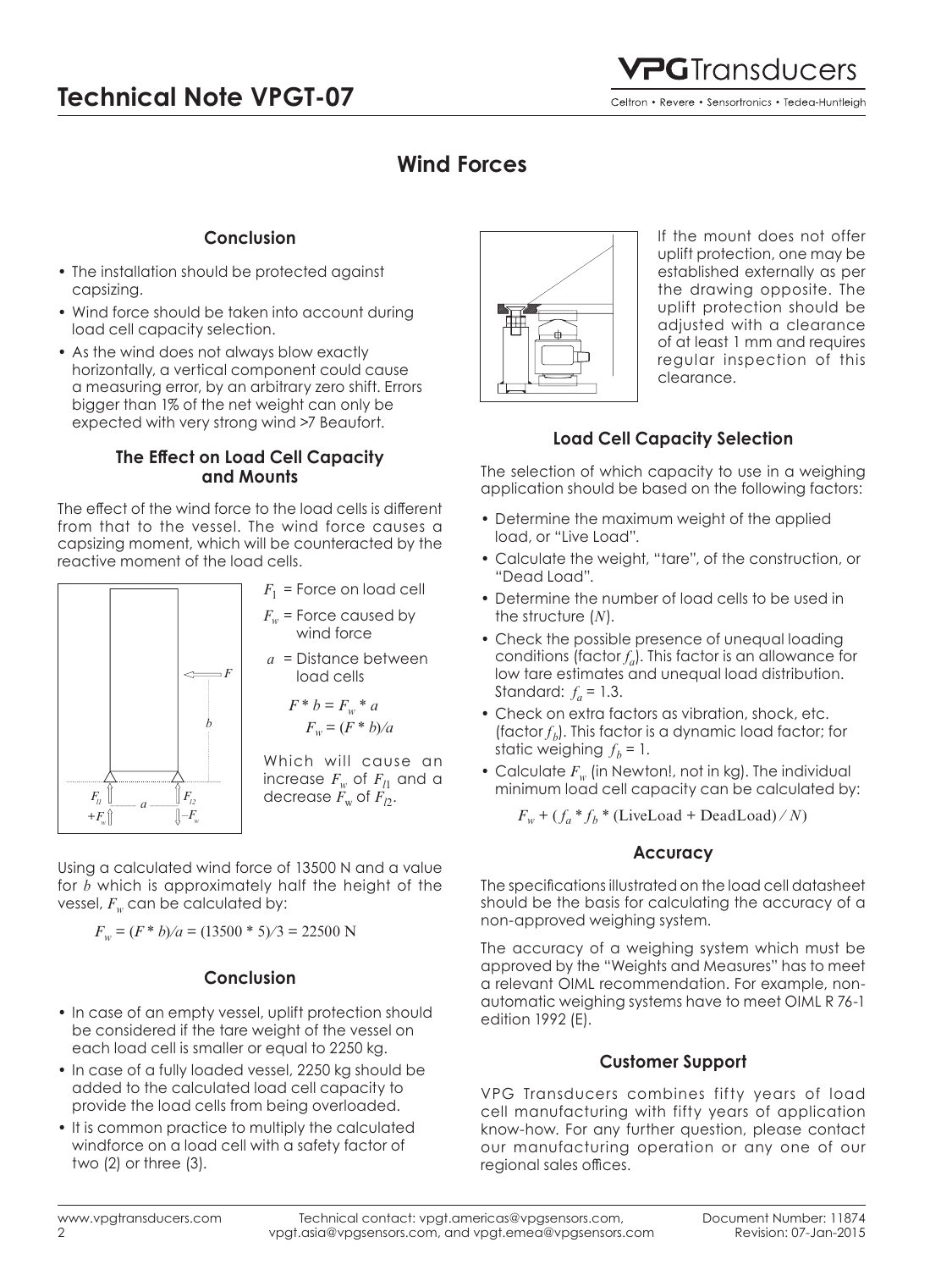# Wind Forces

## Conclusion

- The installation should be protected against capsizing.
- Wind force should be taken into account during load cell capacity selection.
- As the wind does not always blow exactly horizontally, a vertical component could cause a measuring error, by an arbitrary zero shift. Errors bigger than 1% of the net weight can only be expected with very strong wind >7 Beaufort.

## The Effect on Load Cell Capacity and Mounts

The effect of the wind force to the load cells is different from that to the vessel. The wind force causes a capsizing moment, which will be counteracted by the reactive moment of the load cells.

$F_1$ = Force on load cell

$F_w$ = Force caused by wind force

$a$ = Distance between load cells

$$F * b = F_w * a$$

$$F_w = (F * b)/a$$

Which will cause an increase $F_w$ of $F_{l1}$ and a decrease $F_w$ of $F_{l2}$.

Using a calculated wind force of 13500 N and a value for $b$ which is approximately half the height of the vessel, $F_w$ can be calculated by:

$$F_w = (F * b)/a = (13500 * 5)/3 = 22500 \text{ N}$$

## Conclusion

- In case of an empty vessel, uplift protection should be considered if the tare weight of the vessel on each load cell is smaller or equal to 2250 kg.
- In case of a fully loaded vessel, 2250 kg should be added to the calculated load cell capacity to provide the load cells from being overloaded.
- It is common practice to multiply the calculated windforce on a load cell with a safety factor of two (2) or three (3).

If the mount does not offer uplift protection, one may be established externally as per the drawing opposite. The uplift protection should be adjusted with a clearance of at least 1 mm and requires regular inspection of this clearance.

## Load Cell Capacity Selection

The selection of which capacity to use in a weighing application should be based on the following factors:

- Determine the maximum weight of the applied load, or "Live Load".
- Calculate the weight, "tare", of the construction, or "Dead Load".
- Determine the number of load cells to be used in the structure ($N$).
- Check the possible presence of unequal loading conditions (factor $f_a$). This factor is an allowance for low tare estimates and unequal load distribution. Standard: $f_a = 1.3$.
- Check on extra factors as vibration, shock, etc. (factor $f_b$). This factor is a dynamic load factor; for static weighing $f_b = 1$.
- Calculate $F_w$ (in Newton!, not in kg). The individual minimum load cell capacity can be calculated by:

$$F_w + (f_a * f_b * (\text{LiveLoad} + \text{DeadLoad}) / N)$$

## Accuracy

The specifications illustrated on the load cell datasheet should be the basis for calculating the accuracy of a non-approved weighing system.

The accuracy of a weighing system which must be approved by the "Weights and Measures" has to meet a relevant OIML recommendation. For example, non-automatic weighing systems have to meet OIML R 76-1 edition 1992 (E).

## Customer Support

VPG Transducers combines fifty years of load cell manufacturing with fifty years of application know-how. For any further question, please contact our manufacturing operation or any one of our regional sales offices.